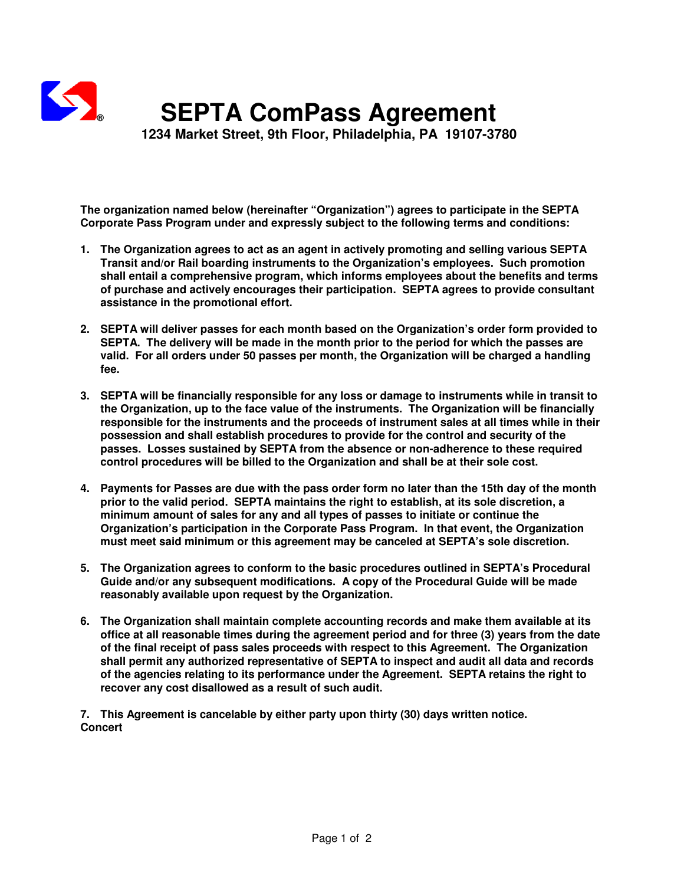# SEPTA ComPass Agreement

**1234 Market Street, 9th Floor, Philadelphia, PA 19107-3780**

**The organization named below (hereinafter "Organization") agrees to participate in the SEPTA Corporate Pass Program under and expressly subject to the following terms and conditions:**

1. **The Organization agrees to act as an agent in actively promoting and selling various SEPTA Transit and/or Rail boarding instruments to the Organization's employees. Such promotion shall entail a comprehensive program, which informs employees about the benefits and terms of purchase and actively encourages their participation. SEPTA agrees to provide consultant assistance in the promotional effort.**

2. **SEPTA will deliver passes for each month based on the Organization's order form provided to SEPTA. The delivery will be made in the month prior to the period for which the passes are valid. For all orders under 50 passes per month, the Organization will be charged a handling fee.**

3. **SEPTA will be financially responsible for any loss or damage to instruments while in transit to the Organization, up to the face value of the instruments. The Organization will be financially responsible for the instruments and the proceeds of instrument sales at all times while in their possession and shall establish procedures to provide for the control and security of the passes. Losses sustained by SEPTA from the absence or non-adherence to these required control procedures will be billed to the Organization and shall be at their sole cost.**

4. **Payments for Passes are due with the pass order form no later than the 15th day of the month prior to the valid period. SEPTA maintains the right to establish, at its sole discretion, a minimum amount of sales for any and all types of passes to initiate or continue the Organization's participation in the Corporate Pass Program. In that event, the Organization must meet said minimum or this agreement may be canceled at SEPTA's sole discretion.**

5. **The Organization agrees to conform to the basic procedures outlined in SEPTA's Procedural Guide and/or any subsequent modifications. A copy of the Procedural Guide will be made reasonably available upon request by the Organization.**

6. **The Organization shall maintain complete accounting records and make them available at its office at all reasonable times during the agreement period and for three (3) years from the date of the final receipt of pass sales proceeds with respect to this Agreement. The Organization shall permit any authorized representative of SEPTA to inspect and audit all data and records of the agencies relating to its performance under the Agreement. SEPTA retains the right to recover any cost disallowed as a result of such audit.**

7. **This Agreement is cancelable by either party upon thirty (30) days written notice.**

**Concert**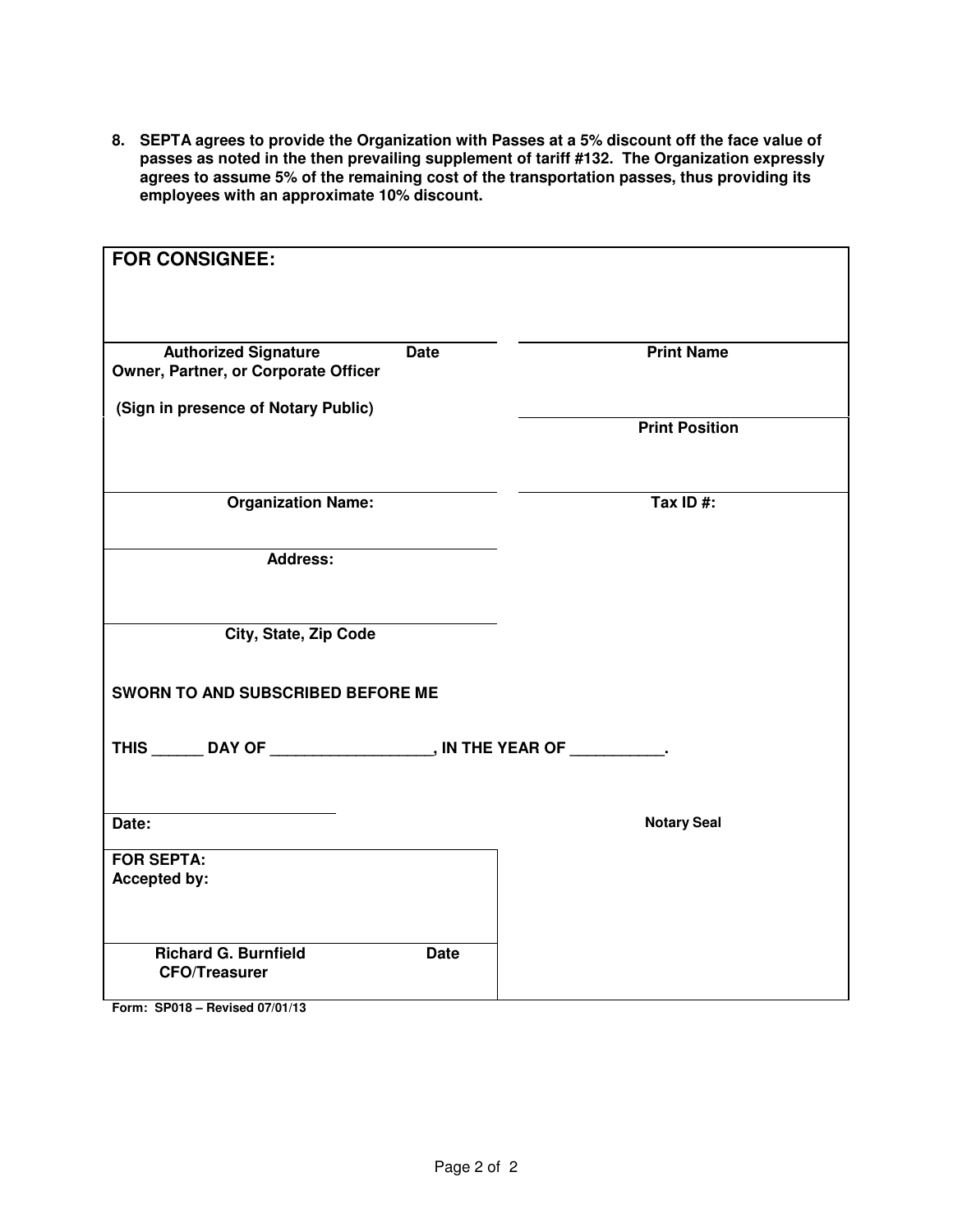8. **SEPTA agrees to provide the Organization with Passes at a 5% discount off the face value of passes as noted in the then prevailing supplement of tariff #132. The Organization expressly agrees to assume 5% of the remaining cost of the transportation passes, thus providing its employees with an approximate 10% discount.**

**FOR CONSIGNEE:**

| | |
|---|---|
| **Authorized Signature** **Date**<br>**Owner, Partner, or Corporate Officer**<br><br>**(Sign in presence of Notary Public)** | **Print Name** |
| | **Print Position** |
| **Organization Name:** | **Tax ID #:** |
| **Address:** | |
| **City, State, Zip Code** | |

**SWORN TO AND SUBSCRIBED BEFORE ME**

**THIS ______ DAY OF ___________________, IN THE YEAR OF ___________.**

**Date:** **Notary Seal**

**FOR SEPTA:**
**Accepted by:**

| | |
|---|---|
| **Richard G. Burnfield**<br>**CFO/Treasurer** | **Date** |

**Form: SP018 – Revised 07/01/13**